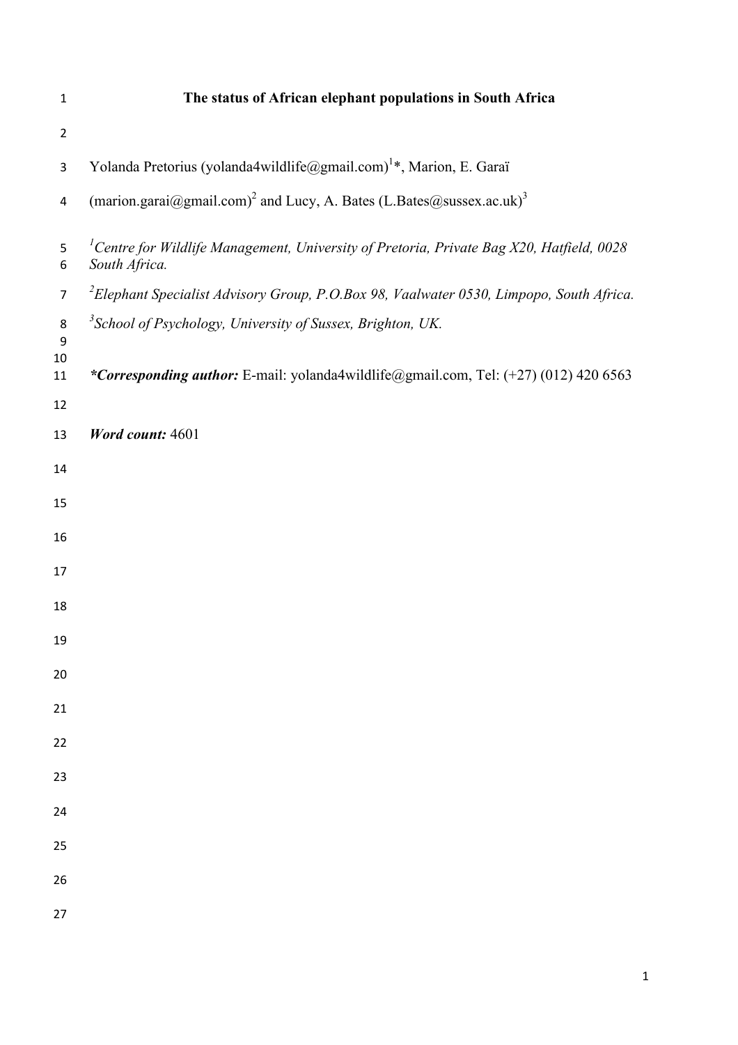# The status of African elephant populations in South Africa

Yolanda Pretorius (yolanda4wildlife@gmail.com)[1]*, Marion, E. Garaï (marion.garai@gmail.com)[2] and Lucy, A. Bates (L.Bates@sussex.ac.uk)[3]

[1] *Centre for Wildlife Management, University of Pretoria, Private Bag X20, Hatfield, 0028 South Africa.*

[2] *Elephant Specialist Advisory Group, P.O.Box 98, Vaalwater 0530, Limpopo, South Africa.*

[3] *School of Psychology, University of Sussex, Brighton, UK.*

***Corresponding author:** E-mail: yolanda4wildlife@gmail.com, Tel: (+27) (012) 420 6563

***Word count:*** 4601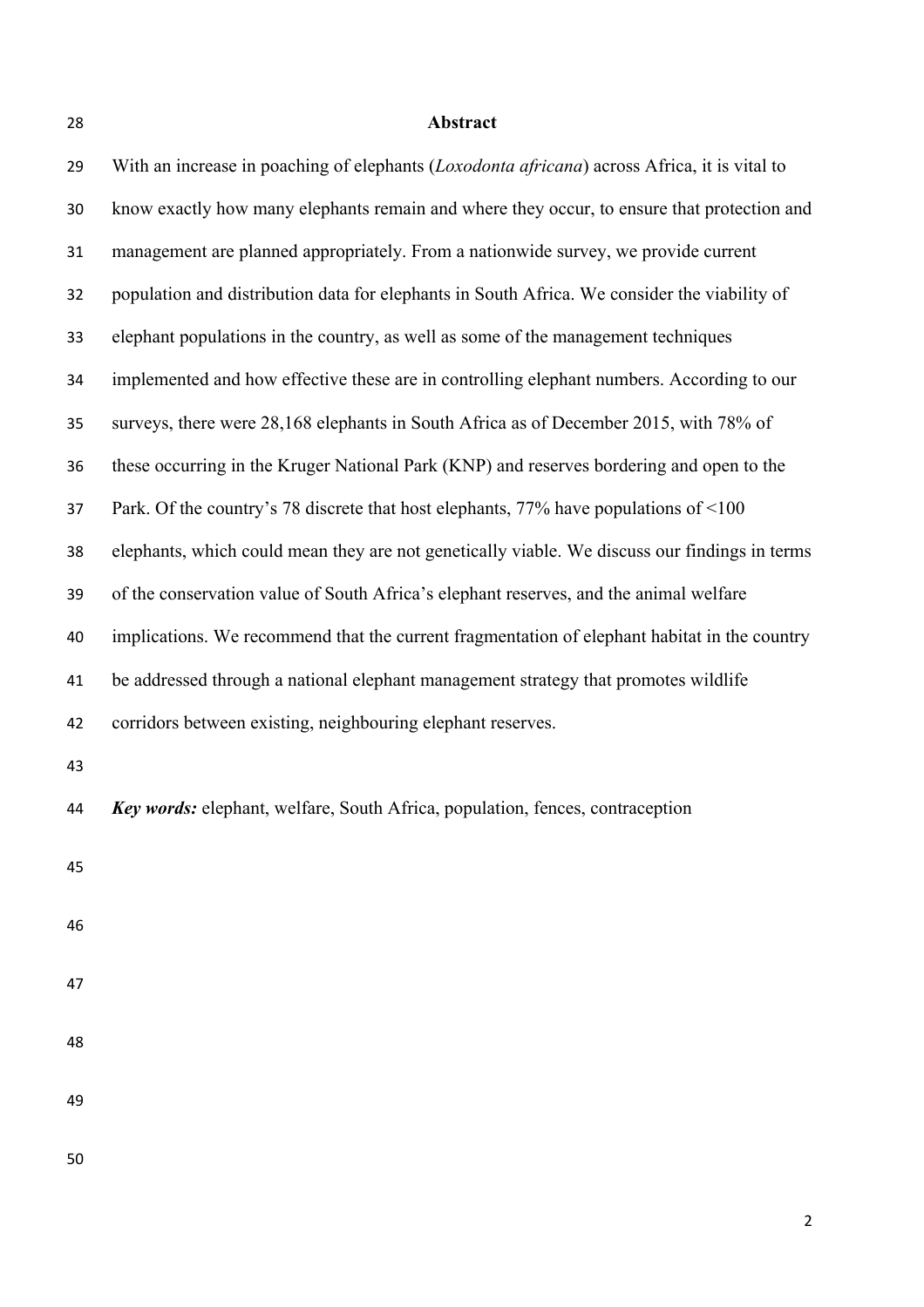## Abstract

With an increase in poaching of elephants (*Loxodonta africana*) across Africa, it is vital to know exactly how many elephants remain and where they occur, to ensure that protection and management are planned appropriately. From a nationwide survey, we provide current population and distribution data for elephants in South Africa. We consider the viability of elephant populations in the country, as well as some of the management techniques implemented and how effective these are in controlling elephant numbers. According to our surveys, there were 28,168 elephants in South Africa as of December 2015, with 78% of these occurring in the Kruger National Park (KNP) and reserves bordering and open to the Park. Of the country's 78 discrete that host elephants, 77% have populations of <100 elephants, which could mean they are not genetically viable. We discuss our findings in terms of the conservation value of South Africa's elephant reserves, and the animal welfare implications. We recommend that the current fragmentation of elephant habitat in the country be addressed through a national elephant management strategy that promotes wildlife corridors between existing, neighbouring elephant reserves.

***Key words:*** elephant, welfare, South Africa, population, fences, contraception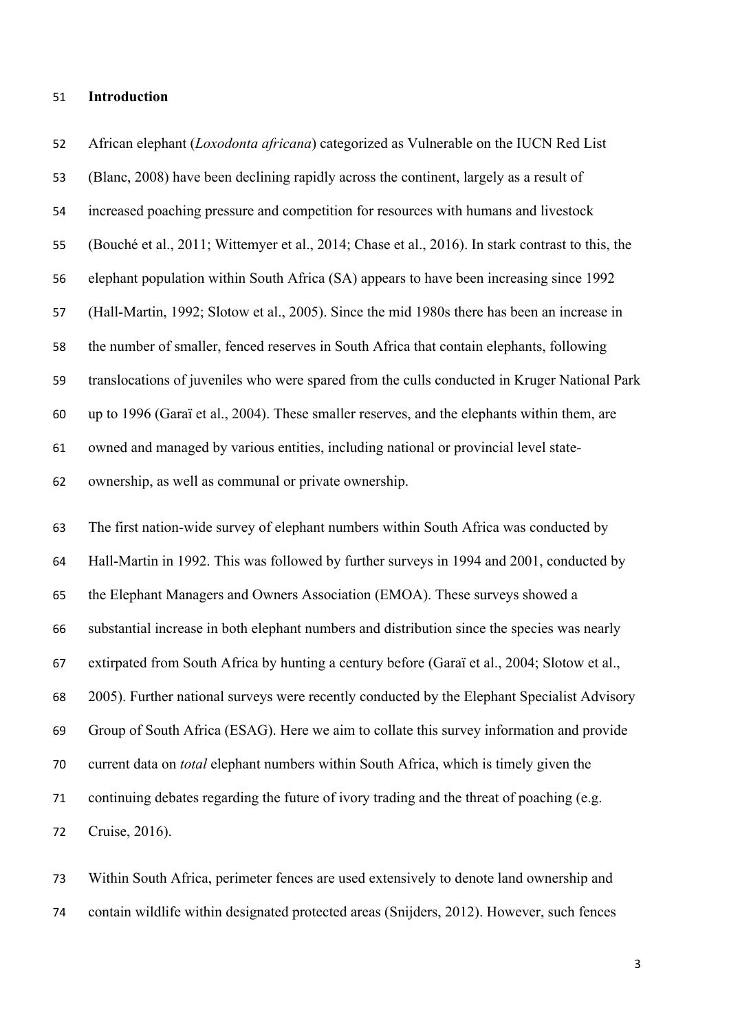## Introduction

African elephant (*Loxodonta africana*) categorized as Vulnerable on the IUCN Red List (Blanc, 2008) have been declining rapidly across the continent, largely as a result of increased poaching pressure and competition for resources with humans and livestock (Bouché et al., 2011; Wittemyer et al., 2014; Chase et al., 2016). In stark contrast to this, the elephant population within South Africa (SA) appears to have been increasing since 1992 (Hall-Martin, 1992; Slotow et al., 2005). Since the mid 1980s there has been an increase in the number of smaller, fenced reserves in South Africa that contain elephants, following translocations of juveniles who were spared from the culls conducted in Kruger National Park up to 1996 (Garaï et al., 2004). These smaller reserves, and the elephants within them, are owned and managed by various entities, including national or provincial level state-ownership, as well as communal or private ownership.

The first nation-wide survey of elephant numbers within South Africa was conducted by Hall-Martin in 1992. This was followed by further surveys in 1994 and 2001, conducted by the Elephant Managers and Owners Association (EMOA). These surveys showed a substantial increase in both elephant numbers and distribution since the species was nearly extirpated from South Africa by hunting a century before (Garaï et al., 2004; Slotow et al., 2005). Further national surveys were recently conducted by the Elephant Specialist Advisory Group of South Africa (ESAG). Here we aim to collate this survey information and provide current data on *total* elephant numbers within South Africa, which is timely given the continuing debates regarding the future of ivory trading and the threat of poaching (e.g. Cruise, 2016).

Within South Africa, perimeter fences are used extensively to denote land ownership and contain wildlife within designated protected areas (Snijders, 2012). However, such fences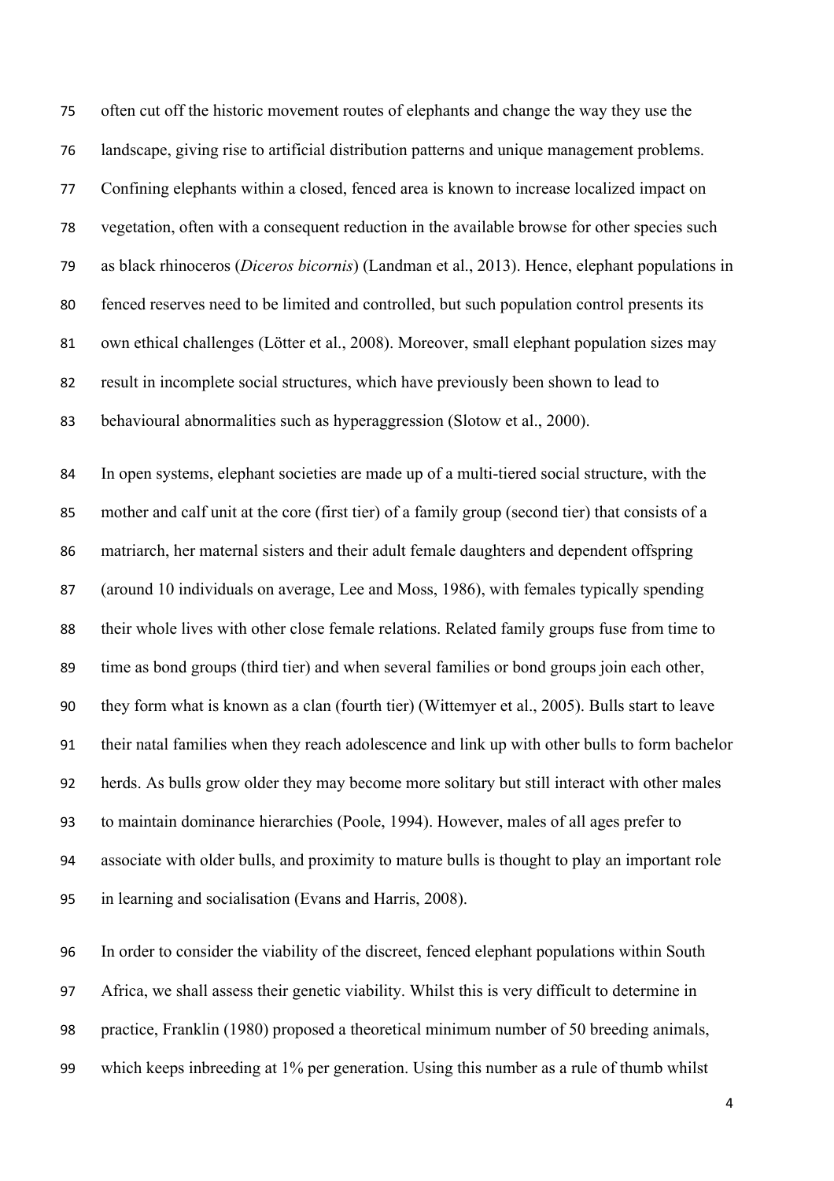often cut off the historic movement routes of elephants and change the way they use the landscape, giving rise to artificial distribution patterns and unique management problems. Confining elephants within a closed, fenced area is known to increase localized impact on vegetation, often with a consequent reduction in the available browse for other species such as black rhinoceros (*Diceros bicornis*) (Landman et al., 2013). Hence, elephant populations in fenced reserves need to be limited and controlled, but such population control presents its own ethical challenges (Lötter et al., 2008). Moreover, small elephant population sizes may result in incomplete social structures, which have previously been shown to lead to behavioural abnormalities such as hyperaggression (Slotow et al., 2000).

In open systems, elephant societies are made up of a multi-tiered social structure, with the mother and calf unit at the core (first tier) of a family group (second tier) that consists of a matriarch, her maternal sisters and their adult female daughters and dependent offspring (around 10 individuals on average, Lee and Moss, 1986), with females typically spending their whole lives with other close female relations. Related family groups fuse from time to time as bond groups (third tier) and when several families or bond groups join each other, they form what is known as a clan (fourth tier) (Wittemyer et al., 2005). Bulls start to leave their natal families when they reach adolescence and link up with other bulls to form bachelor herds. As bulls grow older they may become more solitary but still interact with other males to maintain dominance hierarchies (Poole, 1994). However, males of all ages prefer to associate with older bulls, and proximity to mature bulls is thought to play an important role in learning and socialisation (Evans and Harris, 2008).

In order to consider the viability of the discreet, fenced elephant populations within South Africa, we shall assess their genetic viability. Whilst this is very difficult to determine in practice, Franklin (1980) proposed a theoretical minimum number of 50 breeding animals, which keeps inbreeding at 1% per generation. Using this number as a rule of thumb whilst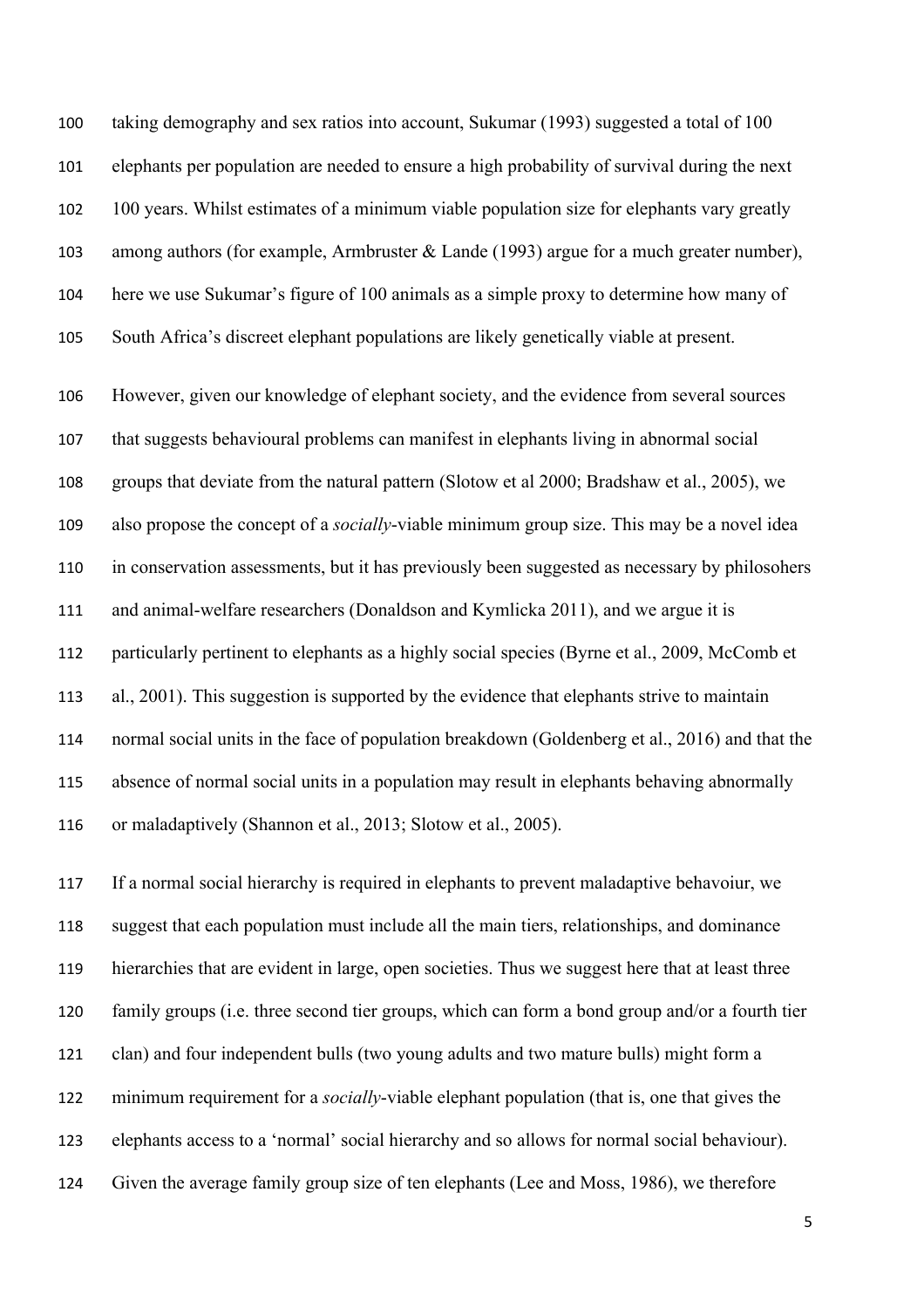taking demography and sex ratios into account, Sukumar (1993) suggested a total of 100 elephants per population are needed to ensure a high probability of survival during the next 100 years. Whilst estimates of a minimum viable population size for elephants vary greatly among authors (for example, Armbruster & Lande (1993) argue for a much greater number), here we use Sukumar's figure of 100 animals as a simple proxy to determine how many of South Africa's discreet elephant populations are likely genetically viable at present.

However, given our knowledge of elephant society, and the evidence from several sources that suggests behavioural problems can manifest in elephants living in abnormal social groups that deviate from the natural pattern (Slotow et al 2000; Bradshaw et al., 2005), we also propose the concept of a *socially*-viable minimum group size. This may be a novel idea in conservation assessments, but it has previously been suggested as necessary by philosohers and animal-welfare researchers (Donaldson and Kymlicka 2011), and we argue it is particularly pertinent to elephants as a highly social species (Byrne et al., 2009, McComb et al., 2001). This suggestion is supported by the evidence that elephants strive to maintain normal social units in the face of population breakdown (Goldenberg et al., 2016) and that the absence of normal social units in a population may result in elephants behaving abnormally or maladaptively (Shannon et al., 2013; Slotow et al., 2005).

If a normal social hierarchy is required in elephants to prevent maladaptive behavoiur, we suggest that each population must include all the main tiers, relationships, and dominance hierarchies that are evident in large, open societies. Thus we suggest here that at least three family groups (i.e. three second tier groups, which can form a bond group and/or a fourth tier clan) and four independent bulls (two young adults and two mature bulls) might form a minimum requirement for a *socially*-viable elephant population (that is, one that gives the elephants access to a 'normal' social hierarchy and so allows for normal social behaviour). Given the average family group size of ten elephants (Lee and Moss, 1986), we therefore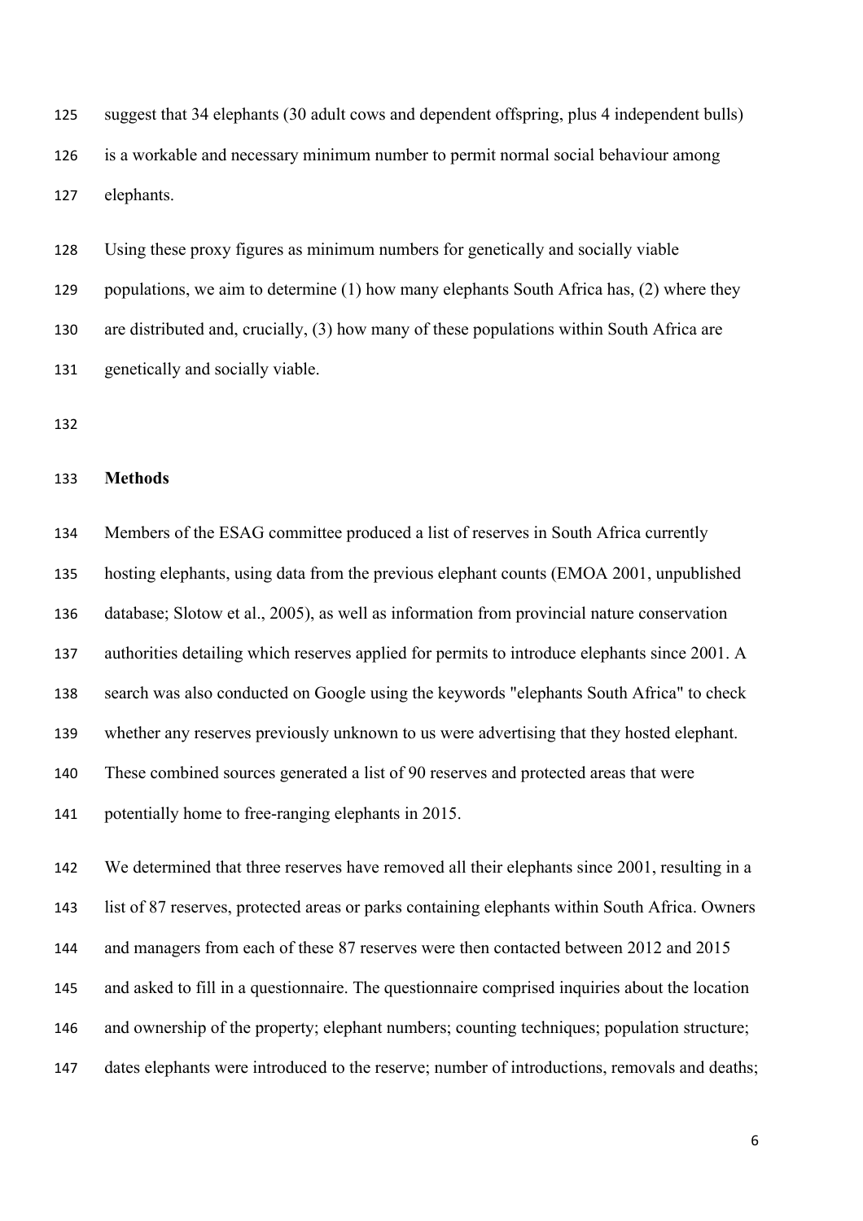suggest that 34 elephants (30 adult cows and dependent offspring, plus 4 independent bulls) is a workable and necessary minimum number to permit normal social behaviour among elephants.

Using these proxy figures as minimum numbers for genetically and socially viable populations, we aim to determine (1) how many elephants South Africa has, (2) where they are distributed and, crucially, (3) how many of these populations within South Africa are genetically and socially viable.

## Methods

Members of the ESAG committee produced a list of reserves in South Africa currently hosting elephants, using data from the previous elephant counts (EMOA 2001, unpublished database; Slotow et al., 2005), as well as information from provincial nature conservation authorities detailing which reserves applied for permits to introduce elephants since 2001. A search was also conducted on Google using the keywords "elephants South Africa" to check whether any reserves previously unknown to us were advertising that they hosted elephant. These combined sources generated a list of 90 reserves and protected areas that were potentially home to free-ranging elephants in 2015.

We determined that three reserves have removed all their elephants since 2001, resulting in a list of 87 reserves, protected areas or parks containing elephants within South Africa. Owners and managers from each of these 87 reserves were then contacted between 2012 and 2015 and asked to fill in a questionnaire. The questionnaire comprised inquiries about the location and ownership of the property; elephant numbers; counting techniques; population structure; dates elephants were introduced to the reserve; number of introductions, removals and deaths;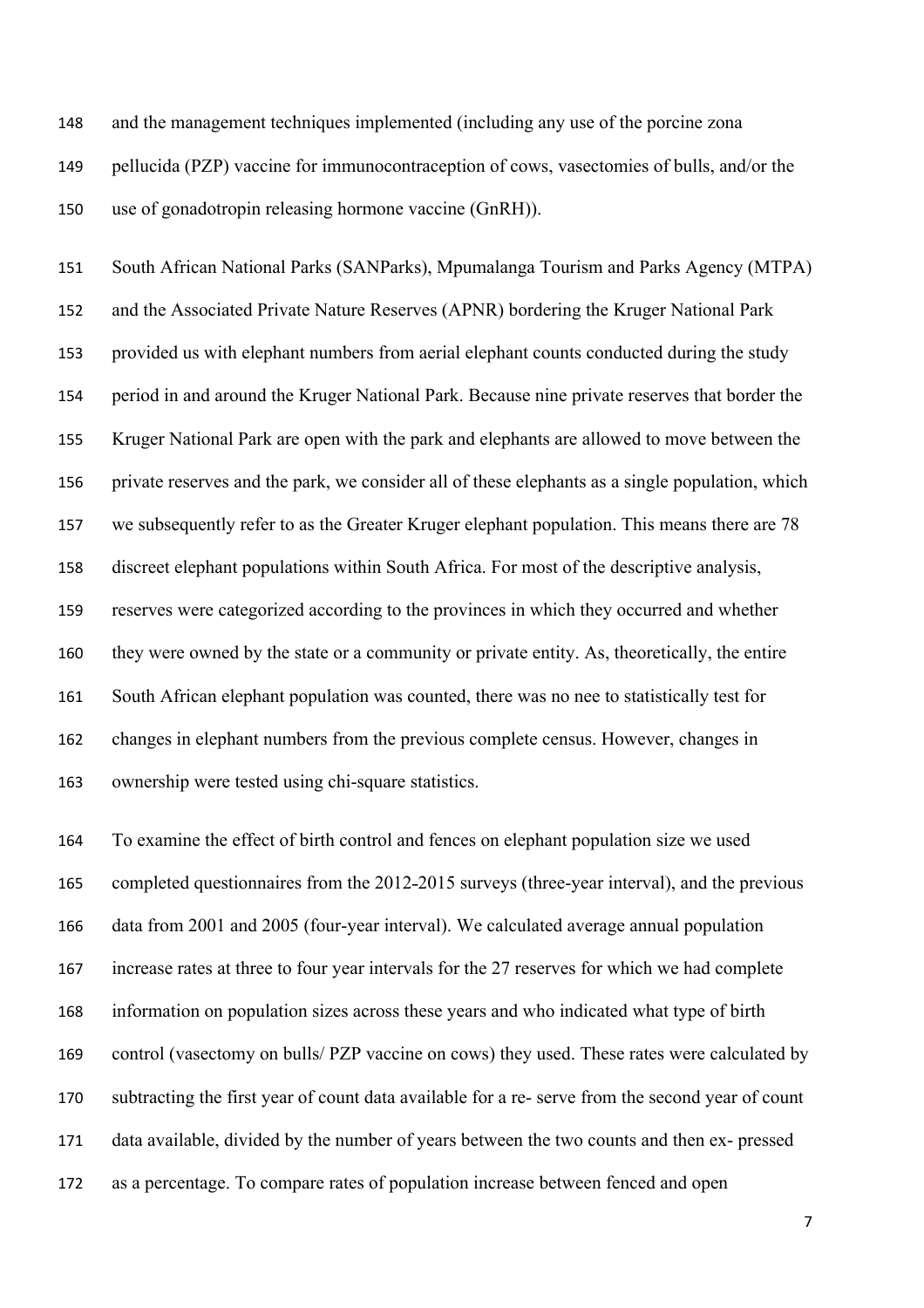and the management techniques implemented (including any use of the porcine zona pellucida (PZP) vaccine for immunocontraception of cows, vasectomies of bulls, and/or the use of gonadotropin releasing hormone vaccine (GnRH)).

South African National Parks (SANParks), Mpumalanga Tourism and Parks Agency (MTPA) and the Associated Private Nature Reserves (APNR) bordering the Kruger National Park provided us with elephant numbers from aerial elephant counts conducted during the study period in and around the Kruger National Park. Because nine private reserves that border the Kruger National Park are open with the park and elephants are allowed to move between the private reserves and the park, we consider all of these elephants as a single population, which we subsequently refer to as the Greater Kruger elephant population. This means there are 78 discreet elephant populations within South Africa. For most of the descriptive analysis, reserves were categorized according to the provinces in which they occurred and whether they were owned by the state or a community or private entity. As, theoretically, the entire South African elephant population was counted, there was no nee to statistically test for changes in elephant numbers from the previous complete census. However, changes in ownership were tested using chi-square statistics.

To examine the effect of birth control and fences on elephant population size we used completed questionnaires from the 2012-2015 surveys (three-year interval), and the previous data from 2001 and 2005 (four-year interval). We calculated average annual population increase rates at three to four year intervals for the 27 reserves for which we had complete information on population sizes across these years and who indicated what type of birth control (vasectomy on bulls/ PZP vaccine on cows) they used. These rates were calculated by subtracting the first year of count data available for a re- serve from the second year of count data available, divided by the number of years between the two counts and then ex- pressed as a percentage. To compare rates of population increase between fenced and open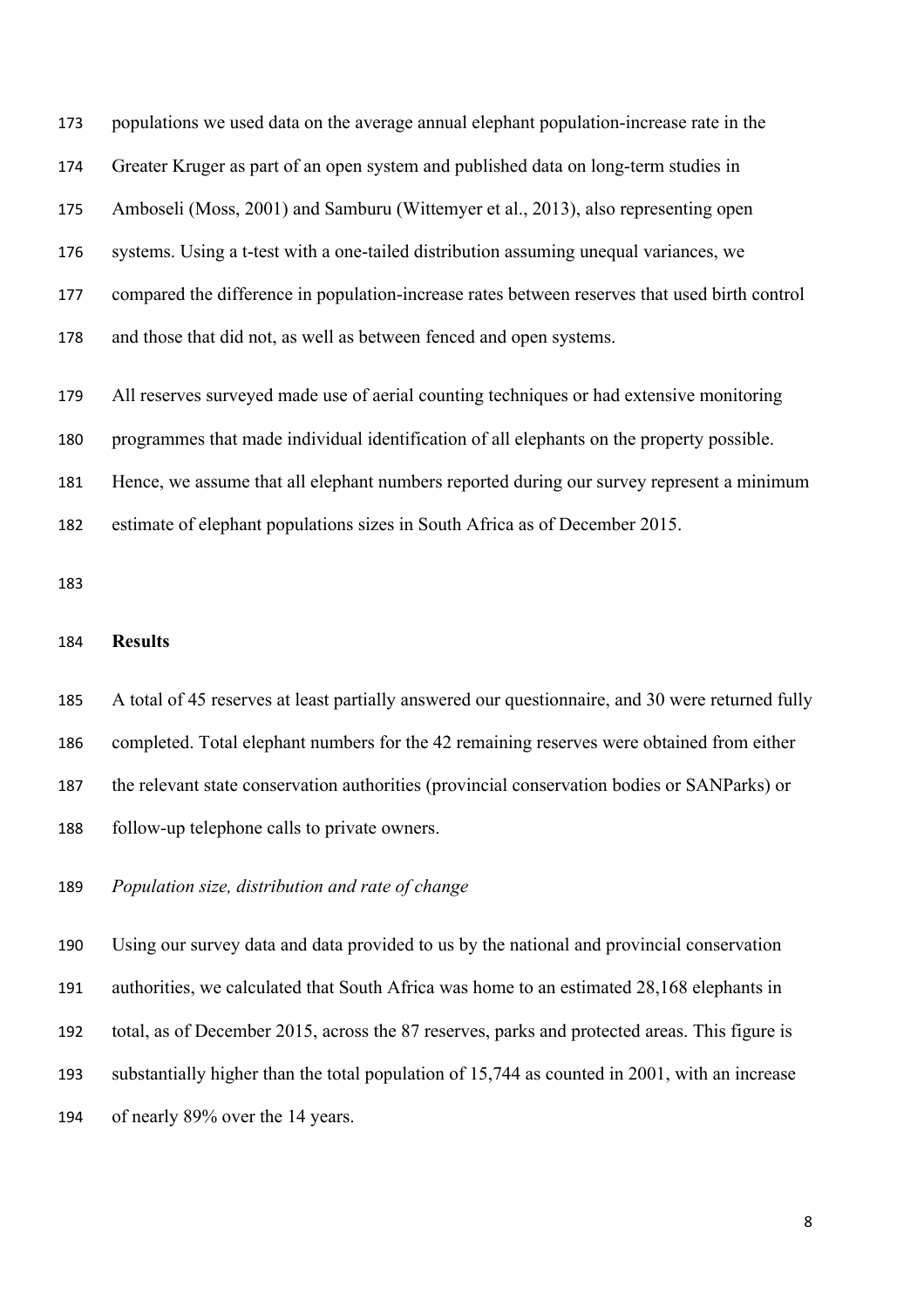populations we used data on the average annual elephant population-increase rate in the Greater Kruger as part of an open system and published data on long-term studies in Amboseli (Moss, 2001) and Samburu (Wittemyer et al., 2013), also representing open systems. Using a t-test with a one-tailed distribution assuming unequal variances, we compared the difference in population-increase rates between reserves that used birth control and those that did not, as well as between fenced and open systems.

All reserves surveyed made use of aerial counting techniques or had extensive monitoring programmes that made individual identification of all elephants on the property possible. Hence, we assume that all elephant numbers reported during our survey represent a minimum estimate of elephant populations sizes in South Africa as of December 2015.

## Results

A total of 45 reserves at least partially answered our questionnaire, and 30 were returned fully completed. Total elephant numbers for the 42 remaining reserves were obtained from either the relevant state conservation authorities (provincial conservation bodies or SANParks) or follow-up telephone calls to private owners.

### *Population size, distribution and rate of change*

Using our survey data and data provided to us by the national and provincial conservation authorities, we calculated that South Africa was home to an estimated 28,168 elephants in total, as of December 2015, across the 87 reserves, parks and protected areas. This figure is substantially higher than the total population of 15,744 as counted in 2001, with an increase of nearly 89% over the 14 years.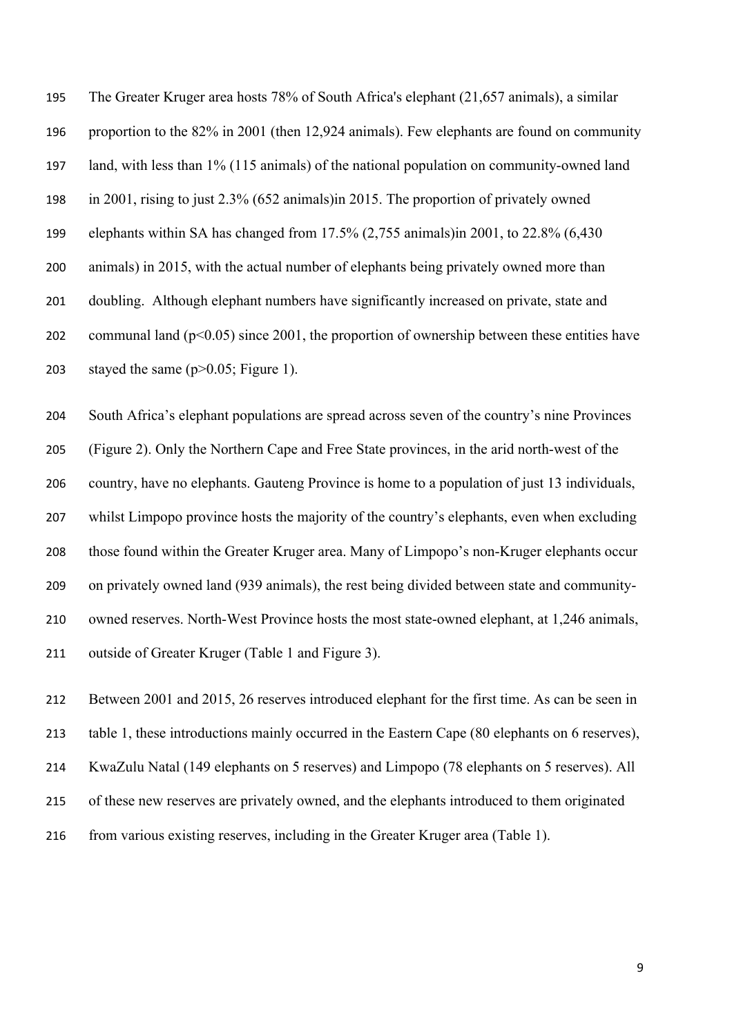The Greater Kruger area hosts 78% of South Africa's elephant (21,657 animals), a similar proportion to the 82% in 2001 (then 12,924 animals). Few elephants are found on community land, with less than 1% (115 animals) of the national population on community-owned land in 2001, rising to just 2.3% (652 animals)in 2015. The proportion of privately owned elephants within SA has changed from 17.5% (2,755 animals)in 2001, to 22.8% (6,430 animals) in 2015, with the actual number of elephants being privately owned more than doubling. Although elephant numbers have significantly increased on private, state and communal land ($p<0.05$) since 2001, the proportion of ownership between these entities have stayed the same ($p>0.05$; Figure 1).

South Africa's elephant populations are spread across seven of the country's nine Provinces (Figure 2). Only the Northern Cape and Free State provinces, in the arid north-west of the country, have no elephants. Gauteng Province is home to a population of just 13 individuals, whilst Limpopo province hosts the majority of the country's elephants, even when excluding those found within the Greater Kruger area. Many of Limpopo's non-Kruger elephants occur on privately owned land (939 animals), the rest being divided between state and community-owned reserves. North-West Province hosts the most state-owned elephant, at 1,246 animals, outside of Greater Kruger (Table 1 and Figure 3).

Between 2001 and 2015, 26 reserves introduced elephant for the first time. As can be seen in table 1, these introductions mainly occurred in the Eastern Cape (80 elephants on 6 reserves), KwaZulu Natal (149 elephants on 5 reserves) and Limpopo (78 elephants on 5 reserves). All of these new reserves are privately owned, and the elephants introduced to them originated from various existing reserves, including in the Greater Kruger area (Table 1).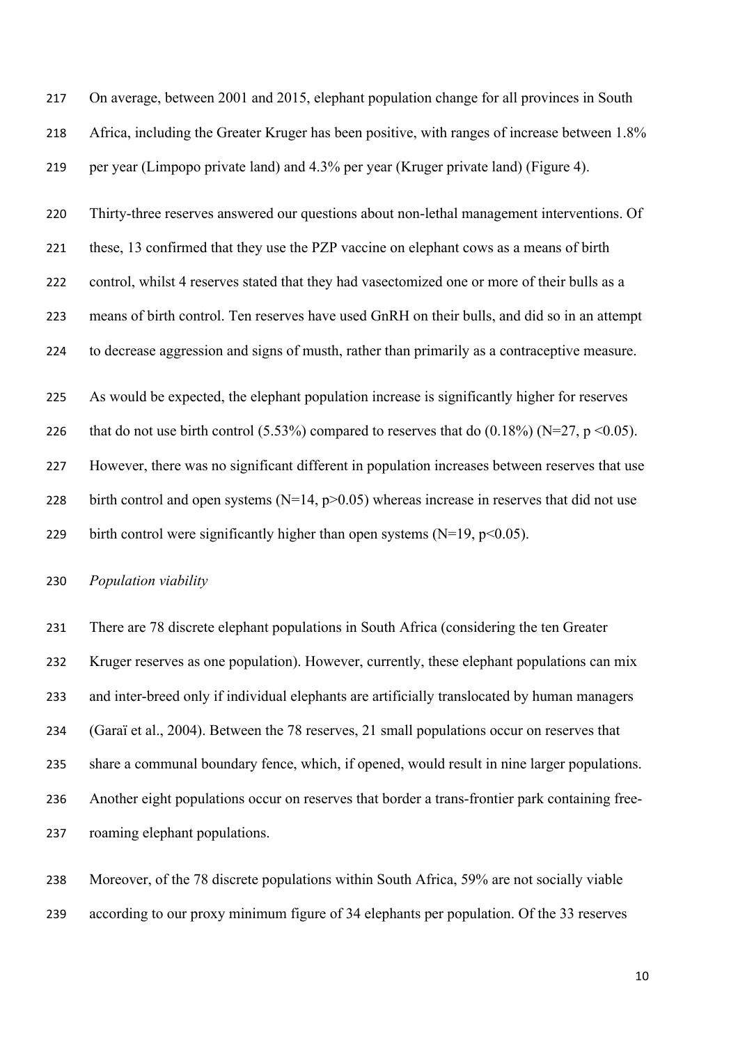On average, between 2001 and 2015, elephant population change for all provinces in South Africa, including the Greater Kruger has been positive, with ranges of increase between 1.8% per year (Limpopo private land) and 4.3% per year (Kruger private land) (Figure 4).

Thirty-three reserves answered our questions about non-lethal management interventions. Of these, 13 confirmed that they use the PZP vaccine on elephant cows as a means of birth control, whilst 4 reserves stated that they had vasectomized one or more of their bulls as a means of birth control. Ten reserves have used GnRH on their bulls, and did so in an attempt to decrease aggression and signs of musth, rather than primarily as a contraceptive measure.

As would be expected, the elephant population increase is significantly higher for reserves that do not use birth control (5.53%) compared to reserves that do (0.18%) ($N=27$, $p < 0.05$). However, there was no significant different in population increases between reserves that use birth control and open systems ($N=14$, $p > 0.05$) whereas increase in reserves that did not use birth control were significantly higher than open systems ($N=19$, $p < 0.05$).

*Population viability*

There are 78 discrete elephant populations in South Africa (considering the ten Greater Kruger reserves as one population). However, currently, these elephant populations can mix and inter-breed only if individual elephants are artificially translocated by human managers (Garaï et al., 2004). Between the 78 reserves, 21 small populations occur on reserves that share a communal boundary fence, which, if opened, would result in nine larger populations. Another eight populations occur on reserves that border a trans-frontier park containing free-roaming elephant populations.

Moreover, of the 78 discrete populations within South Africa, 59% are not socially viable according to our proxy minimum figure of 34 elephants per population. Of the 33 reserves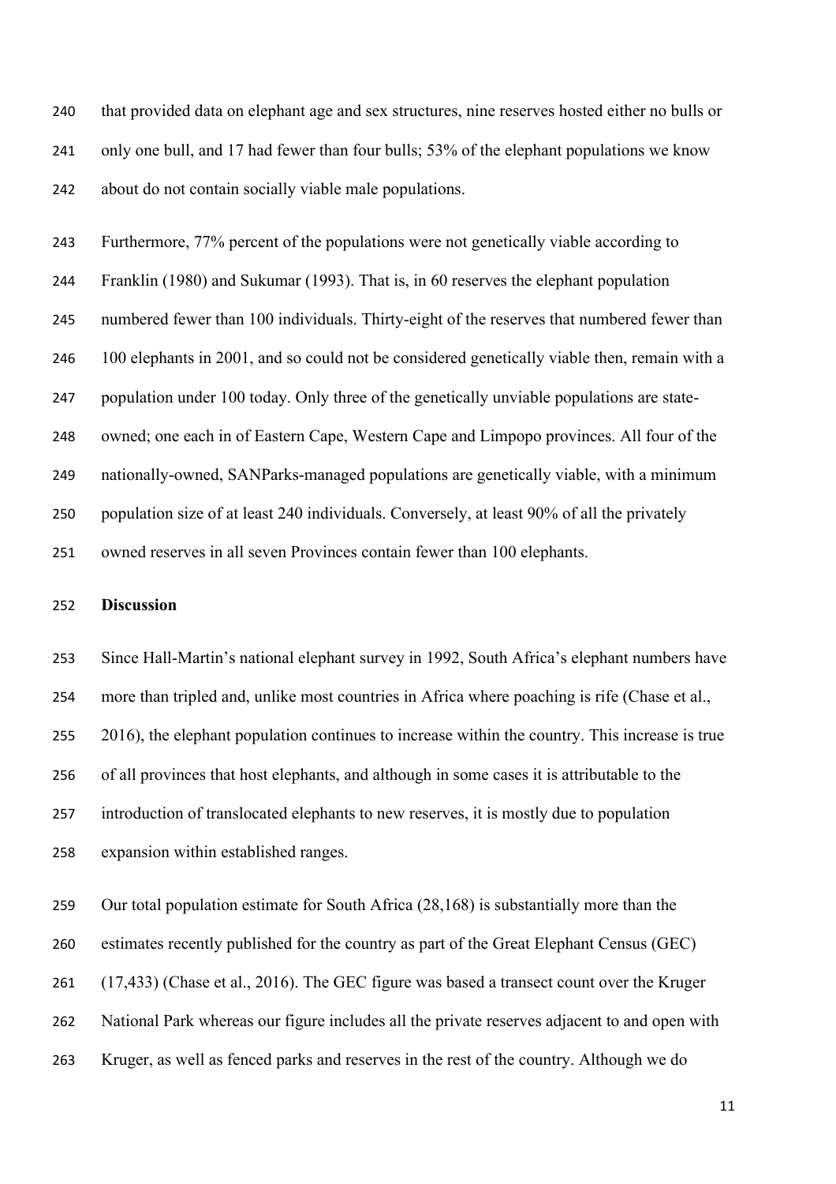that provided data on elephant age and sex structures, nine reserves hosted either no bulls or only one bull, and 17 had fewer than four bulls; 53% of the elephant populations we know about do not contain socially viable male populations.

Furthermore, 77% percent of the populations were not genetically viable according to Franklin (1980) and Sukumar (1993). That is, in 60 reserves the elephant population numbered fewer than 100 individuals. Thirty-eight of the reserves that numbered fewer than 100 elephants in 2001, and so could not be considered genetically viable then, remain with a population under 100 today. Only three of the genetically unviable populations are state-owned; one each in of Eastern Cape, Western Cape and Limpopo provinces. All four of the nationally-owned, SANParks-managed populations are genetically viable, with a minimum population size of at least 240 individuals. Conversely, at least 90% of all the privately owned reserves in all seven Provinces contain fewer than 100 elephants.

## Discussion

Since Hall-Martin's national elephant survey in 1992, South Africa's elephant numbers have more than tripled and, unlike most countries in Africa where poaching is rife (Chase et al., 2016), the elephant population continues to increase within the country. This increase is true of all provinces that host elephants, and although in some cases it is attributable to the introduction of translocated elephants to new reserves, it is mostly due to population expansion within established ranges.

Our total population estimate for South Africa (28,168) is substantially more than the estimates recently published for the country as part of the Great Elephant Census (GEC) (17,433) (Chase et al., 2016). The GEC figure was based a transect count over the Kruger National Park whereas our figure includes all the private reserves adjacent to and open with Kruger, as well as fenced parks and reserves in the rest of the country. Although we do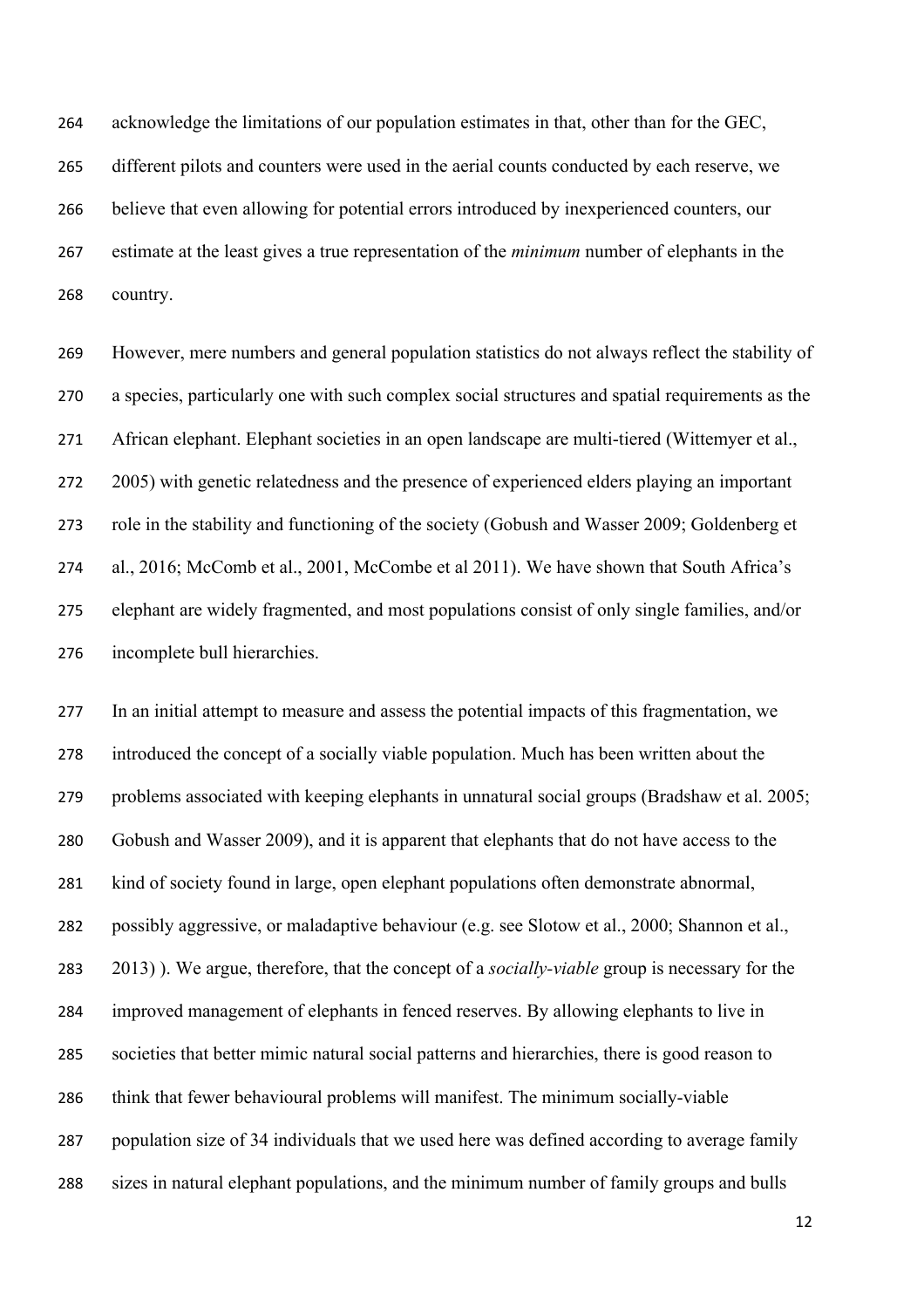acknowledge the limitations of our population estimates in that, other than for the GEC, different pilots and counters were used in the aerial counts conducted by each reserve, we believe that even allowing for potential errors introduced by inexperienced counters, our estimate at the least gives a true representation of the *minimum* number of elephants in the country.

However, mere numbers and general population statistics do not always reflect the stability of a species, particularly one with such complex social structures and spatial requirements as the African elephant. Elephant societies in an open landscape are multi-tiered (Wittemyer et al., 2005) with genetic relatedness and the presence of experienced elders playing an important role in the stability and functioning of the society (Gobush and Wasser 2009; Goldenberg et al., 2016; McComb et al., 2001, McCombe et al 2011). We have shown that South Africa's elephant are widely fragmented, and most populations consist of only single families, and/or incomplete bull hierarchies.

In an initial attempt to measure and assess the potential impacts of this fragmentation, we introduced the concept of a socially viable population. Much has been written about the problems associated with keeping elephants in unnatural social groups (Bradshaw et al. 2005; Gobush and Wasser 2009), and it is apparent that elephants that do not have access to the kind of society found in large, open elephant populations often demonstrate abnormal, possibly aggressive, or maladaptive behaviour (e.g. see Slotow et al., 2000; Shannon et al., 2013) ). We argue, therefore, that the concept of a *socially-viable* group is necessary for the improved management of elephants in fenced reserves. By allowing elephants to live in societies that better mimic natural social patterns and hierarchies, there is good reason to think that fewer behavioural problems will manifest. The minimum socially-viable population size of 34 individuals that we used here was defined according to average family sizes in natural elephant populations, and the minimum number of family groups and bulls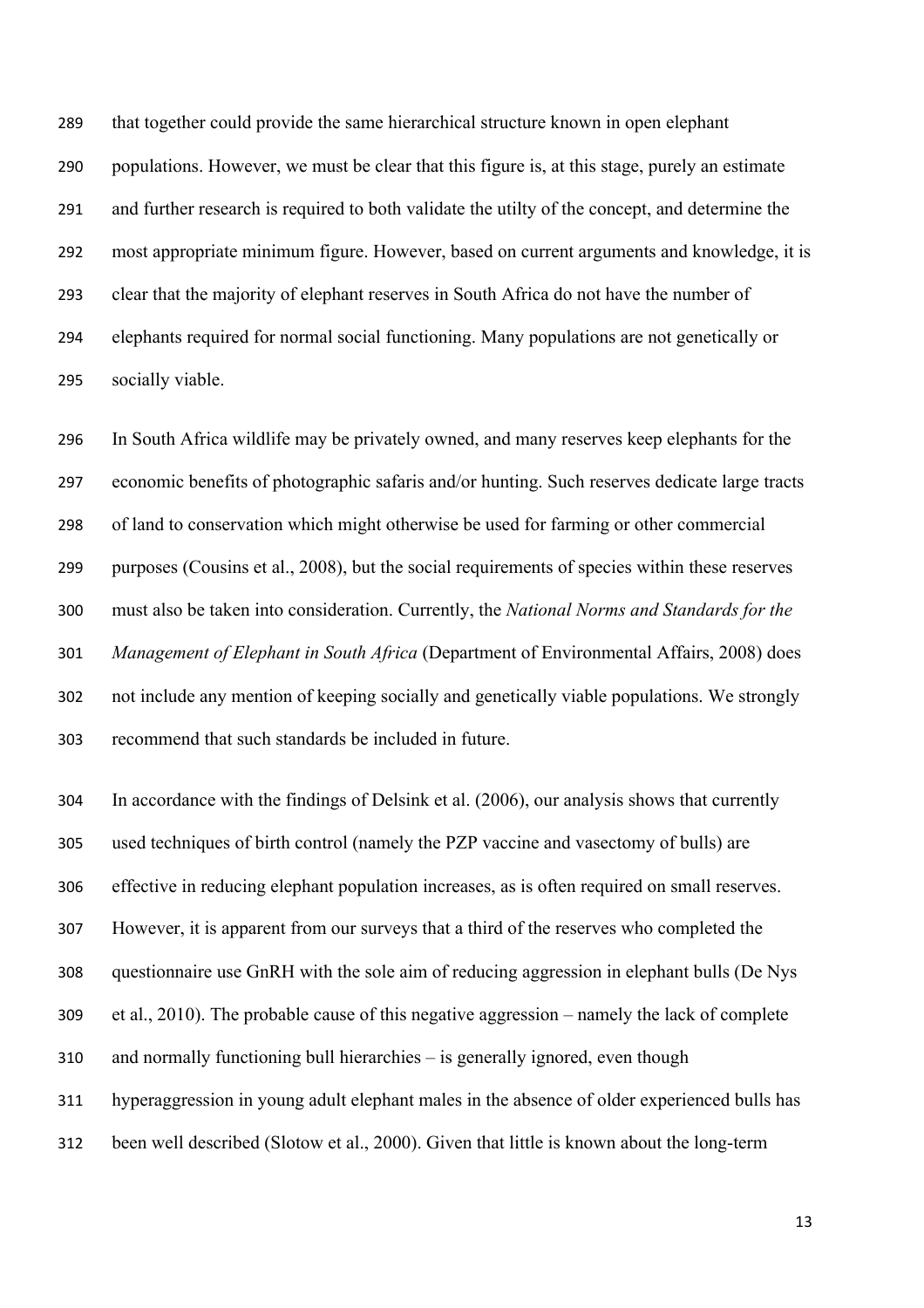that together could provide the same hierarchical structure known in open elephant populations. However, we must be clear that this figure is, at this stage, purely an estimate and further research is required to both validate the utilty of the concept, and determine the most appropriate minimum figure. However, based on current arguments and knowledge, it is clear that the majority of elephant reserves in South Africa do not have the number of elephants required for normal social functioning. Many populations are not genetically or socially viable.

In South Africa wildlife may be privately owned, and many reserves keep elephants for the economic benefits of photographic safaris and/or hunting. Such reserves dedicate large tracts of land to conservation which might otherwise be used for farming or other commercial purposes (Cousins et al., 2008), but the social requirements of species within these reserves must also be taken into consideration. Currently, the *National Norms and Standards for the Management of Elephant in South Africa* (Department of Environmental Affairs, 2008) does not include any mention of keeping socially and genetically viable populations. We strongly recommend that such standards be included in future.

In accordance with the findings of Delsink et al. (2006), our analysis shows that currently used techniques of birth control (namely the PZP vaccine and vasectomy of bulls) are effective in reducing elephant population increases, as is often required on small reserves. However, it is apparent from our surveys that a third of the reserves who completed the questionnaire use GnRH with the sole aim of reducing aggression in elephant bulls (De Nys et al., 2010). The probable cause of this negative aggression – namely the lack of complete and normally functioning bull hierarchies – is generally ignored, even though hyperaggression in young adult elephant males in the absence of older experienced bulls has been well described (Slotow et al., 2000). Given that little is known about the long-term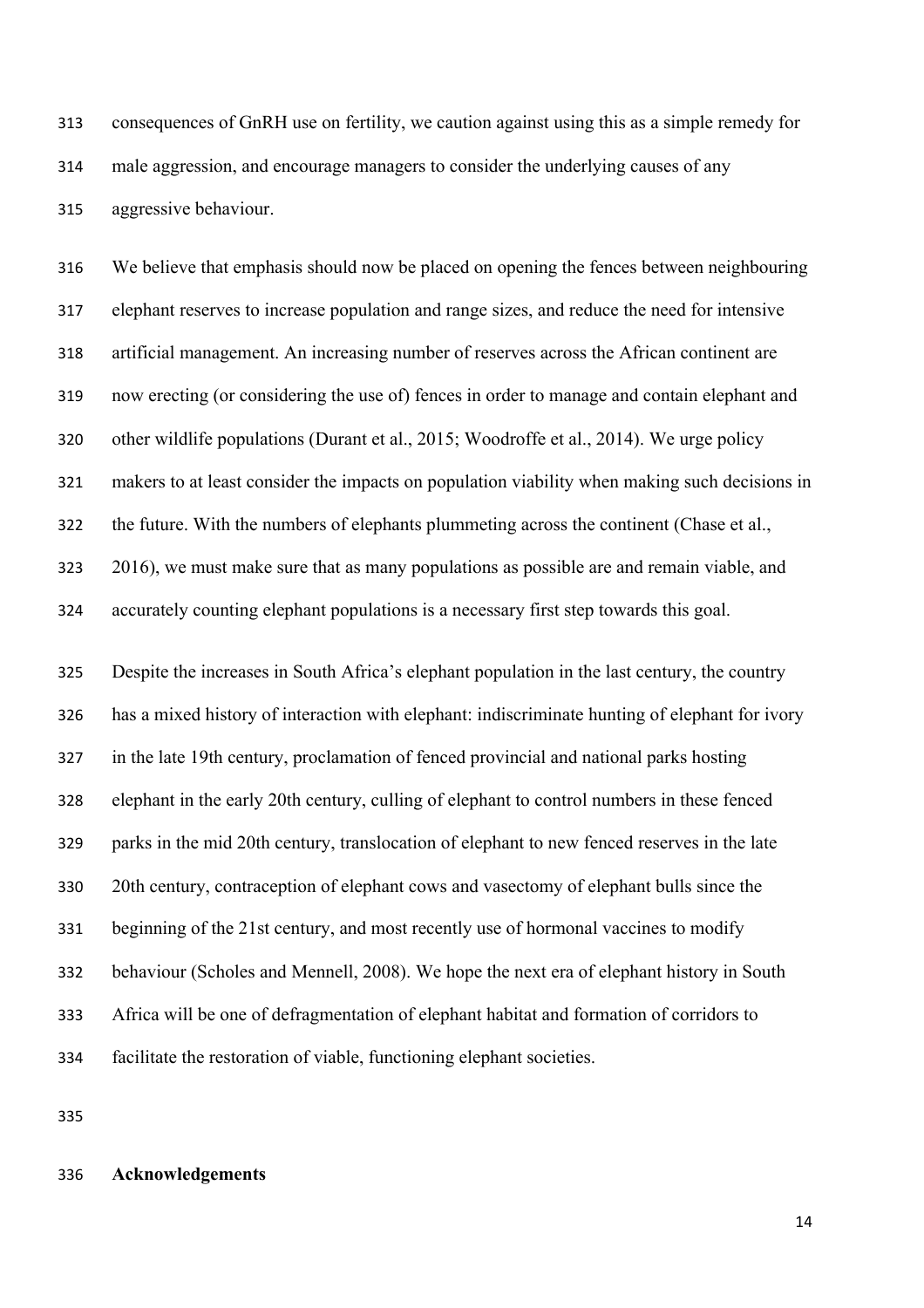consequences of GnRH use on fertility, we caution against using this as a simple remedy for male aggression, and encourage managers to consider the underlying causes of any aggressive behaviour.

We believe that emphasis should now be placed on opening the fences between neighbouring elephant reserves to increase population and range sizes, and reduce the need for intensive artificial management. An increasing number of reserves across the African continent are now erecting (or considering the use of) fences in order to manage and contain elephant and other wildlife populations (Durant et al., 2015; Woodroffe et al., 2014). We urge policy makers to at least consider the impacts on population viability when making such decisions in the future. With the numbers of elephants plummeting across the continent (Chase et al., 2016), we must make sure that as many populations as possible are and remain viable, and accurately counting elephant populations is a necessary first step towards this goal.

Despite the increases in South Africa's elephant population in the last century, the country has a mixed history of interaction with elephant: indiscriminate hunting of elephant for ivory in the late 19th century, proclamation of fenced provincial and national parks hosting elephant in the early 20th century, culling of elephant to control numbers in these fenced parks in the mid 20th century, translocation of elephant to new fenced reserves in the late 20th century, contraception of elephant cows and vasectomy of elephant bulls since the beginning of the 21st century, and most recently use of hormonal vaccines to modify behaviour (Scholes and Mennell, 2008). We hope the next era of elephant history in South Africa will be one of defragmentation of elephant habitat and formation of corridors to facilitate the restoration of viable, functioning elephant societies.

## Acknowledgements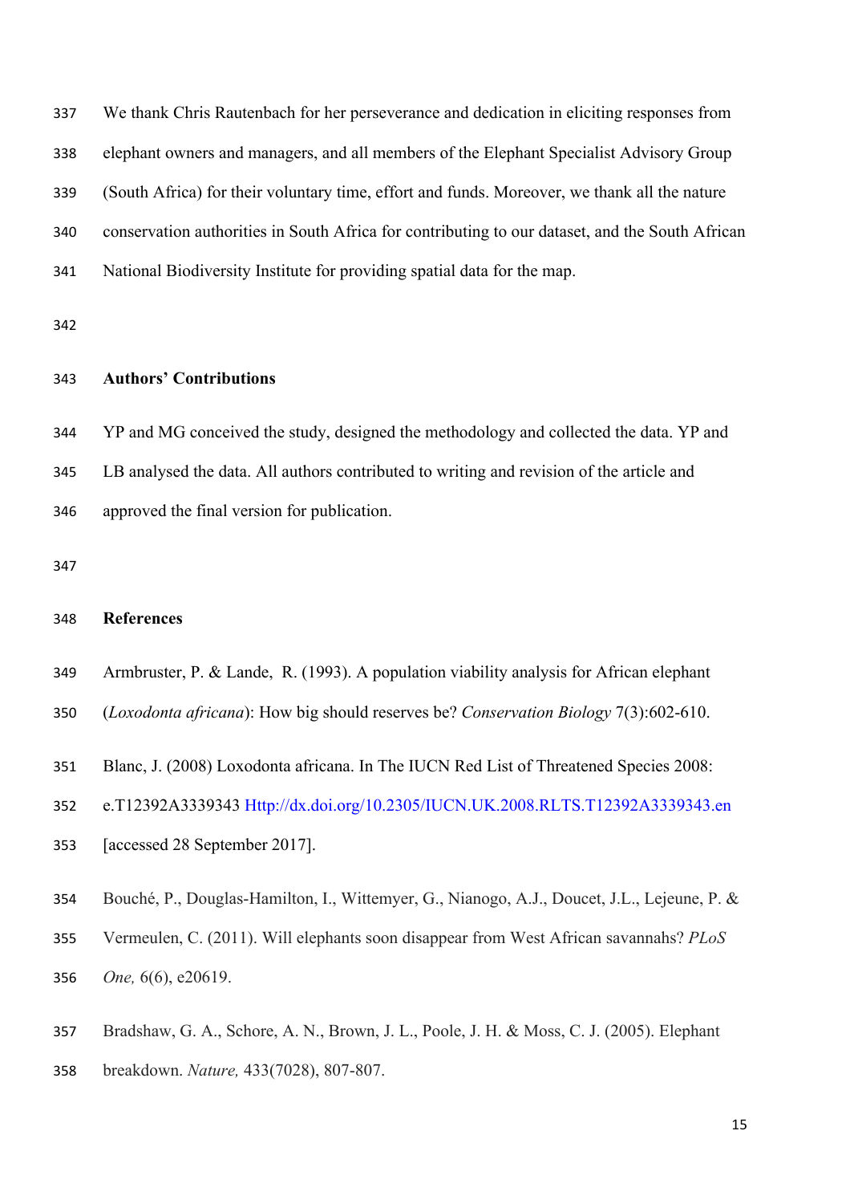We thank Chris Rautenbach for her perseverance and dedication in eliciting responses from elephant owners and managers, and all members of the Elephant Specialist Advisory Group (South Africa) for their voluntary time, effort and funds. Moreover, we thank all the nature conservation authorities in South Africa for contributing to our dataset, and the South African National Biodiversity Institute for providing spatial data for the map.

## Authors' Contributions

YP and MG conceived the study, designed the methodology and collected the data. YP and LB analysed the data. All authors contributed to writing and revision of the article and approved the final version for publication.

## References

Armbruster, P. & Lande, R. (1993). A population viability analysis for African elephant (*Loxodonta africana*): How big should reserves be? *Conservation Biology* 7(3):602-610.

Blanc, J. (2008) Loxodonta africana. In The IUCN Red List of Threatened Species 2008: e.T12392A3339343 Http://dx.doi.org/10.2305/IUCN.UK.2008.RLTS.T12392A3339343.en [accessed 28 September 2017].

Bouché, P., Douglas-Hamilton, I., Wittemyer, G., Nianogo, A.J., Doucet, J.L., Lejeune, P. & Vermeulen, C. (2011). Will elephants soon disappear from West African savannahs? *PLoS One,* 6(6), e20619.

Bradshaw, G. A., Schore, A. N., Brown, J. L., Poole, J. H. & Moss, C. J. (2005). Elephant breakdown. *Nature,* 433(7028), 807-807.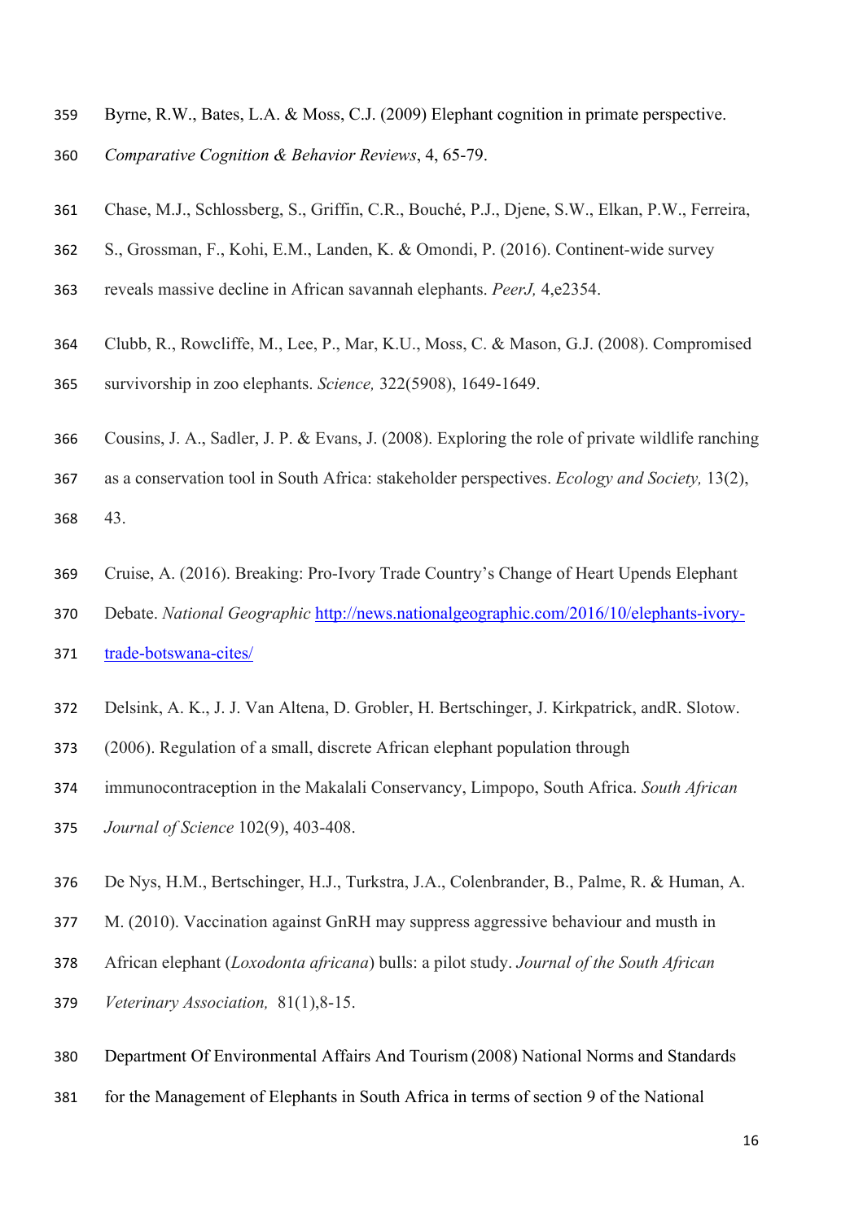Byrne, R.W., Bates, L.A. & Moss, C.J. (2009) Elephant cognition in primate perspective. *Comparative Cognition & Behavior Reviews*, 4, 65-79.

Chase, M.J., Schlossberg, S., Griffin, C.R., Bouché, P.J., Djene, S.W., Elkan, P.W., Ferreira, S., Grossman, F., Kohi, E.M., Landen, K. & Omondi, P. (2016). Continent-wide survey reveals massive decline in African savannah elephants. *PeerJ,* 4,e2354.

Clubb, R., Rowcliffe, M., Lee, P., Mar, K.U., Moss, C. & Mason, G.J. (2008). Compromised survivorship in zoo elephants. *Science,* 322(5908), 1649-1649.

Cousins, J. A., Sadler, J. P. & Evans, J. (2008). Exploring the role of private wildlife ranching as a conservation tool in South Africa: stakeholder perspectives. *Ecology and Society,* 13(2), 43.

Cruise, A. (2016). Breaking: Pro-Ivory Trade Country's Change of Heart Upends Elephant Debate. *National Geographic* http://news.nationalgeographic.com/2016/10/elephants-ivory-trade-botswana-cites/

Delsink, A. K., J. J. Van Altena, D. Grobler, H. Bertschinger, J. Kirkpatrick, andR. Slotow. (2006). Regulation of a small, discrete African elephant population through immunocontraception in the Makalali Conservancy, Limpopo, South Africa. *South African Journal of Science* 102(9), 403-408.

De Nys, H.M., Bertschinger, H.J., Turkstra, J.A., Colenbrander, B., Palme, R. & Human, A. M. (2010). Vaccination against GnRH may suppress aggressive behaviour and musth in African elephant (*Loxodonta africana*) bulls: a pilot study. *Journal of the South African Veterinary Association,* 81(1),8-15.

Department Of Environmental Affairs And Tourism (2008) National Norms and Standards for the Management of Elephants in South Africa in terms of section 9 of the National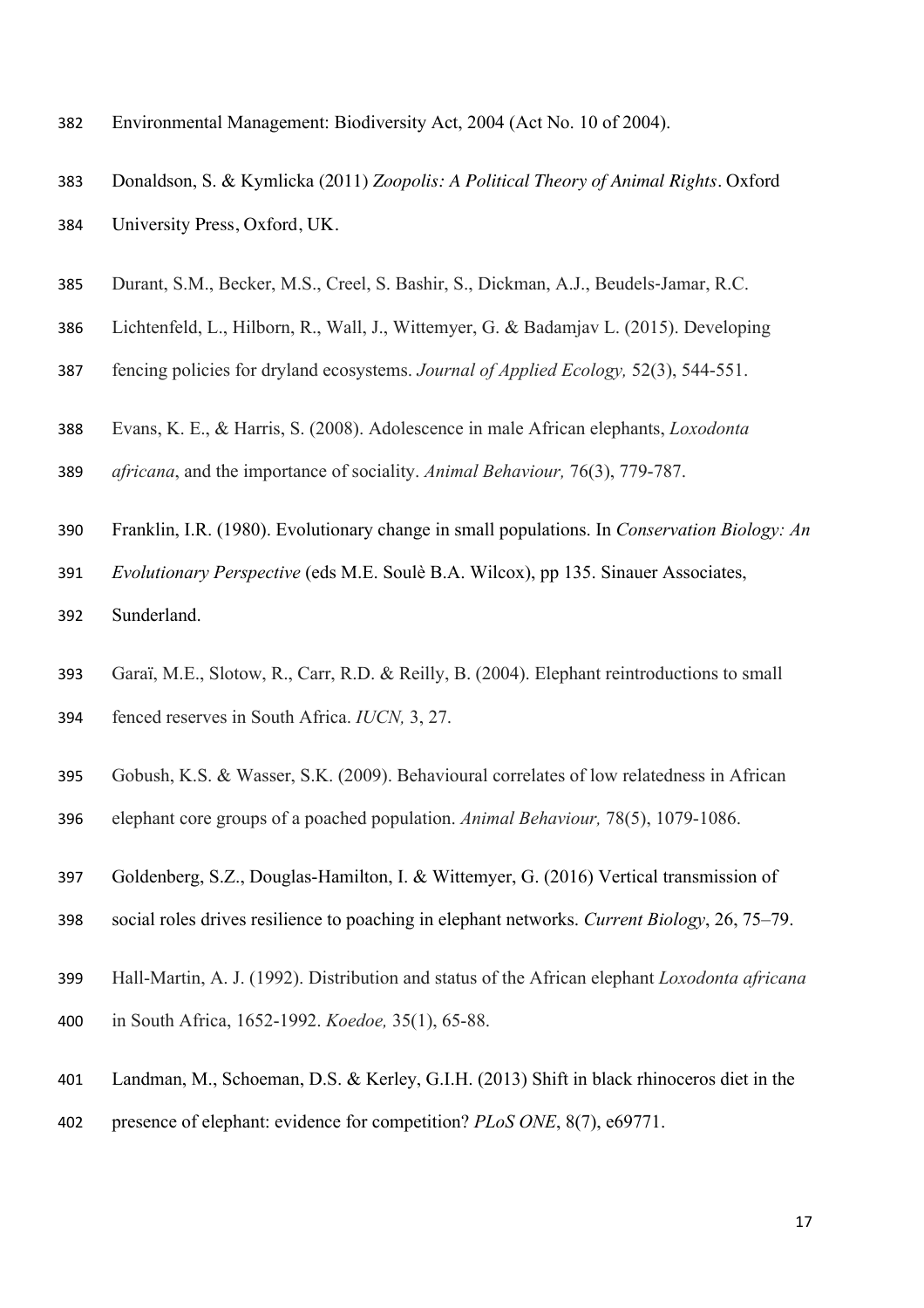Environmental Management: Biodiversity Act, 2004 (Act No. 10 of 2004).

Donaldson, S. & Kymlicka (2011) *Zoopolis: A Political Theory of Animal Rights*. Oxford University Press, Oxford, UK.

Durant, S.M., Becker, M.S., Creel, S. Bashir, S., Dickman, A.J., Beudels-Jamar, R.C. Lichtenfeld, L., Hilborn, R., Wall, J., Wittemyer, G. & Badamjav L. (2015). Developing fencing policies for dryland ecosystems. *Journal of Applied Ecology,* 52(3), 544-551.

Evans, K. E., & Harris, S. (2008). Adolescence in male African elephants, *Loxodonta africana*, and the importance of sociality. *Animal Behaviour,* 76(3), 779-787.

Franklin, I.R. (1980). Evolutionary change in small populations. In *Conservation Biology: An Evolutionary Perspective* (eds M.E. Soulè B.A. Wilcox), pp 135. Sinauer Associates, Sunderland.

Garaï, M.E., Slotow, R., Carr, R.D. & Reilly, B. (2004). Elephant reintroductions to small fenced reserves in South Africa. *IUCN,* 3, 27.

Gobush, K.S. & Wasser, S.K. (2009). Behavioural correlates of low relatedness in African elephant core groups of a poached population. *Animal Behaviour,* 78(5), 1079-1086.

Goldenberg, S.Z., Douglas-Hamilton, I. & Wittemyer, G. (2016) Vertical transmission of social roles drives resilience to poaching in elephant networks. *Current Biology*, 26, 75–79.

Hall-Martin, A. J. (1992). Distribution and status of the African elephant *Loxodonta africana* in South Africa, 1652-1992. *Koedoe,* 35(1), 65-88.

Landman, M., Schoeman, D.S. & Kerley, G.I.H. (2013) Shift in black rhinoceros diet in the presence of elephant: evidence for competition? *PLoS ONE*, 8(7), e69771.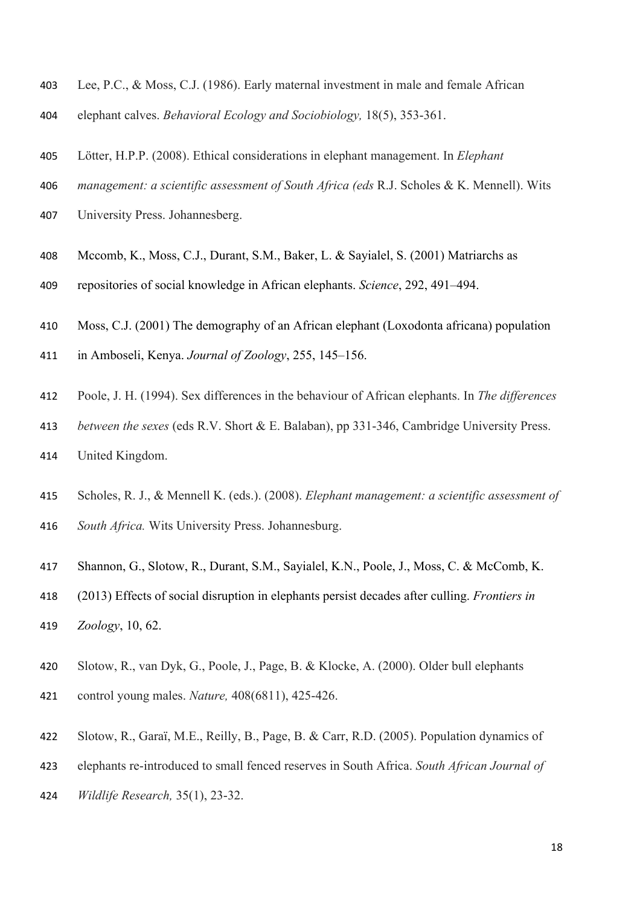Lee, P.C., & Moss, C.J. (1986). Early maternal investment in male and female African elephant calves. *Behavioral Ecology and Sociobiology,* 18(5), 353-361.

Lötter, H.P.P. (2008). Ethical considerations in elephant management. In *Elephant management: a scientific assessment of South Africa (eds* R.J. Scholes & K. Mennell). Wits University Press. Johannesberg.

Mccomb, K., Moss, C.J., Durant, S.M., Baker, L. & Sayialel, S. (2001) Matriarchs as repositories of social knowledge in African elephants. *Science*, 292, 491–494.

Moss, C.J. (2001) The demography of an African elephant (Loxodonta africana) population in Amboseli, Kenya. *Journal of Zoology*, 255, 145–156.

Poole, J. H. (1994). Sex differences in the behaviour of African elephants. In *The differences between the sexes* (eds R.V. Short & E. Balaban), pp 331-346, Cambridge University Press. United Kingdom.

Scholes, R. J., & Mennell K. (eds.). (2008). *Elephant management: a scientific assessment of South Africa.* Wits University Press. Johannesburg.

Shannon, G., Slotow, R., Durant, S.M., Sayialel, K.N., Poole, J., Moss, C. & McComb, K. (2013) Effects of social disruption in elephants persist decades after culling. *Frontiers in Zoology*, 10, 62.

Slotow, R., van Dyk, G., Poole, J., Page, B. & Klocke, A. (2000). Older bull elephants control young males. *Nature,* 408(6811), 425-426.

Slotow, R., Garaï, M.E., Reilly, B., Page, B. & Carr, R.D. (2005). Population dynamics of elephants re-introduced to small fenced reserves in South Africa. *South African Journal of Wildlife Research,* 35(1), 23-32.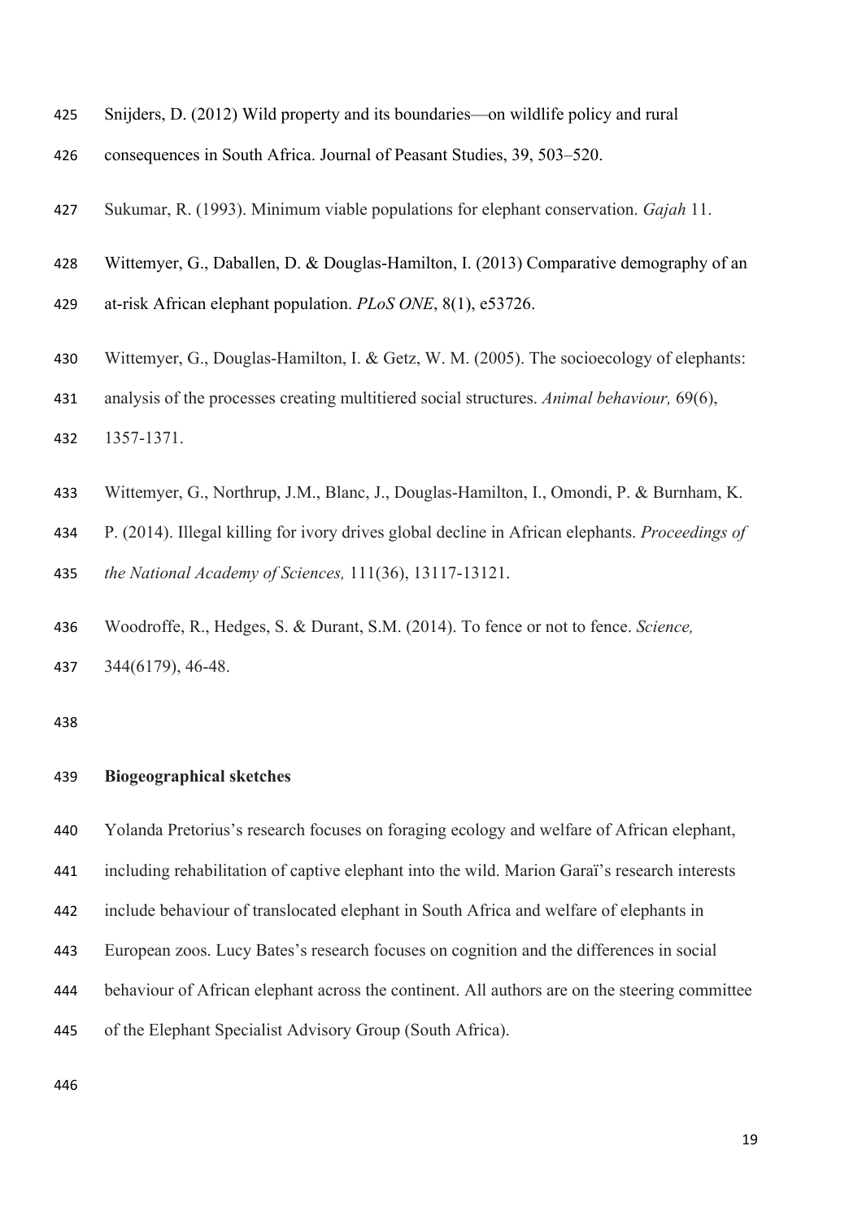Snijders, D. (2012) Wild property and its boundaries—on wildlife policy and rural consequences in South Africa. Journal of Peasant Studies, 39, 503–520.

Sukumar, R. (1993). Minimum viable populations for elephant conservation. *Gajah* 11.

Wittemyer, G., Daballen, D. & Douglas-Hamilton, I. (2013) Comparative demography of an at-risk African elephant population. *PLoS ONE*, 8(1), e53726.

Wittemyer, G., Douglas-Hamilton, I. & Getz, W. M. (2005). The socioecology of elephants: analysis of the processes creating multitiered social structures. *Animal behaviour,* 69(6), 1357-1371.

Wittemyer, G., Northrup, J.M., Blanc, J., Douglas-Hamilton, I., Omondi, P. & Burnham, K. P. (2014). Illegal killing for ivory drives global decline in African elephants. *Proceedings of the National Academy of Sciences,* 111(36), 13117-13121.

Woodroffe, R., Hedges, S. & Durant, S.M. (2014). To fence or not to fence. *Science,* 344(6179), 46-48.

**Biogeographical sketches**

Yolanda Pretorius's research focuses on foraging ecology and welfare of African elephant, including rehabilitation of captive elephant into the wild. Marion Garaï's research interests include behaviour of translocated elephant in South Africa and welfare of elephants in European zoos. Lucy Bates's research focuses on cognition and the differences in social behaviour of African elephant across the continent. All authors are on the steering committee of the Elephant Specialist Advisory Group (South Africa).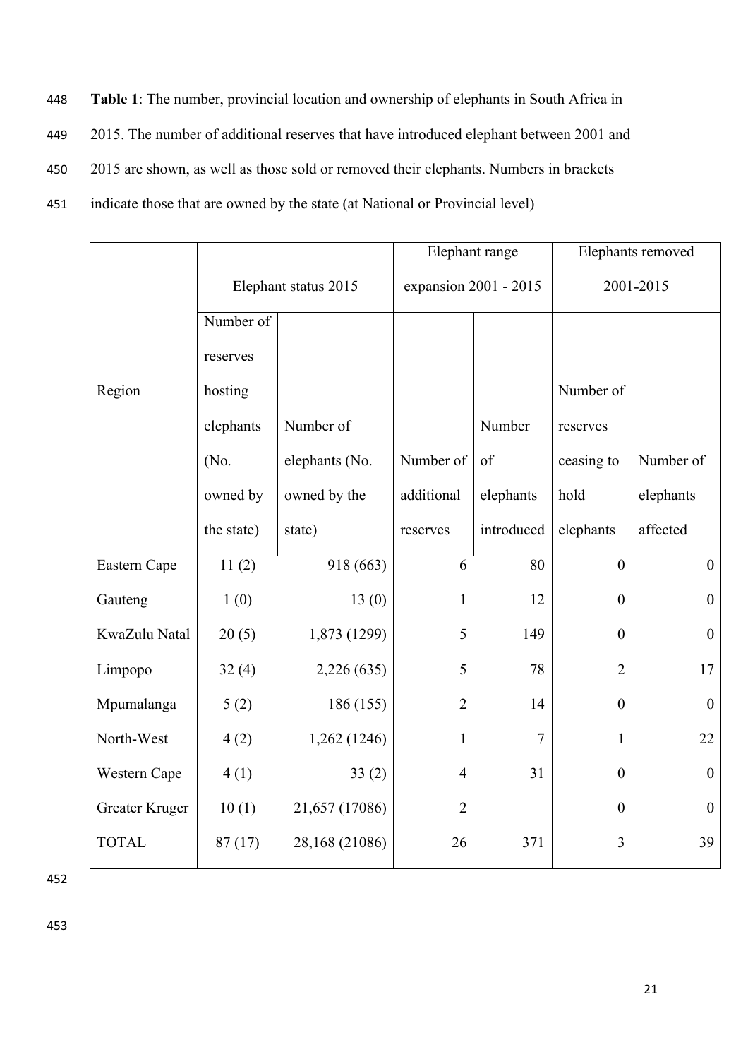**Table 1**: The number, provincial location and ownership of elephants in South Africa in 2015. The number of additional reserves that have introduced elephant between 2001 and 2015 are shown, as well as those sold or removed their elephants. Numbers in brackets indicate those that are owned by the state (at National or Provincial level)

| Region | Elephant status 2015 | | Elephant range expansion 2001 - 2015 | | Elephants removed 2001-2015 | |
|---|---|---|---|---|---|---|
| | Number of reserves hosting elephants (No. owned by the state) | Number of elephants (No. owned by the state) | Number of additional reserves | Number of elephants introduced | Number of reserves ceasing to hold elephants | Number of elephants affected |
| Eastern Cape | 11 (2) | 918 (663) | 6 | 80 | 0 | 0 |
| Gauteng | 1 (0) | 13 (0) | 1 | 12 | 0 | 0 |
| KwaZulu Natal | 20 (5) | 1,873 (1299) | 5 | 149 | 0 | 0 |
| Limpopo | 32 (4) | 2,226 (635) | 5 | 78 | 2 | 17 |
| Mpumalanga | 5 (2) | 186 (155) | 2 | 14 | 0 | 0 |
| North-West | 4 (2) | 1,262 (1246) | 1 | 7 | 1 | 22 |
| Western Cape | 4 (1) | 33 (2) | 4 | 31 | 0 | 0 |
| Greater Kruger | 10 (1) | 21,657 (17086) | 2 | | 0 | 0 |
| TOTAL | 87 (17) | 28,168 (21086) | 26 | 371 | 3 | 39 |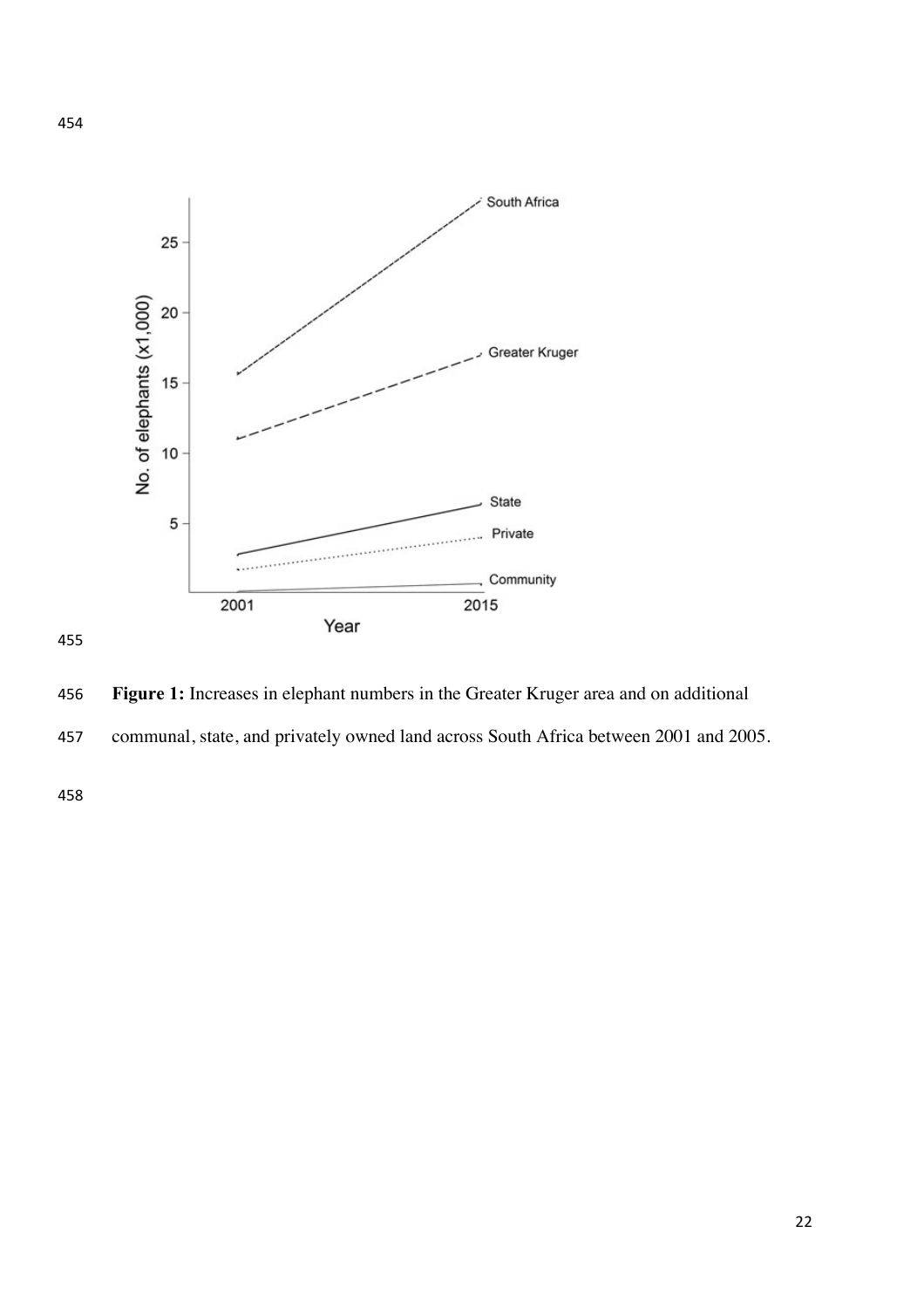**Figure 1:** Increases in elephant numbers in the Greater Kruger area and on additional communal, state, and privately owned land across South Africa between 2001 and 2005.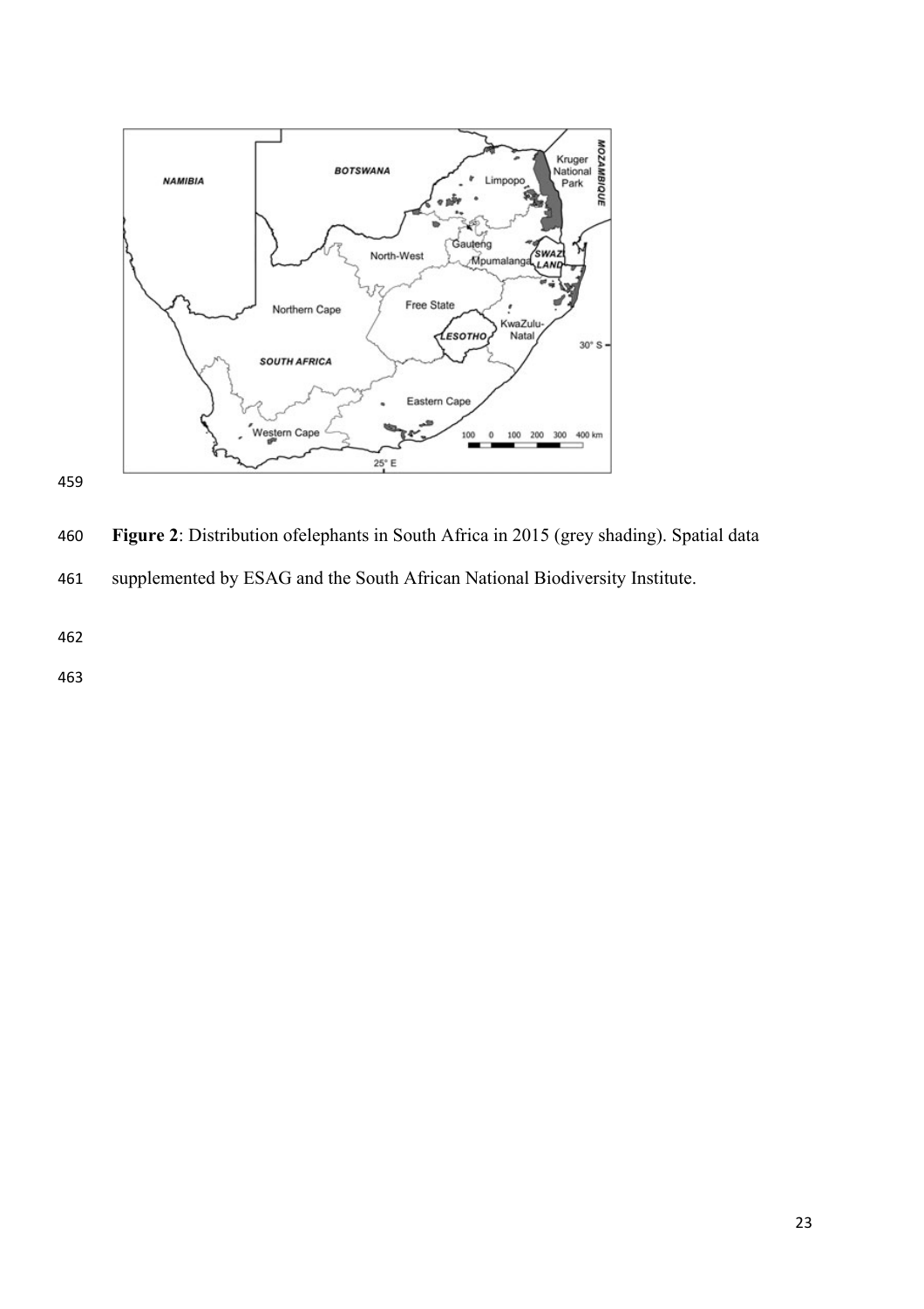**Figure 2**: Distribution ofelephants in South Africa in 2015 (grey shading). Spatial data supplemented by ESAG and the South African National Biodiversity Institute.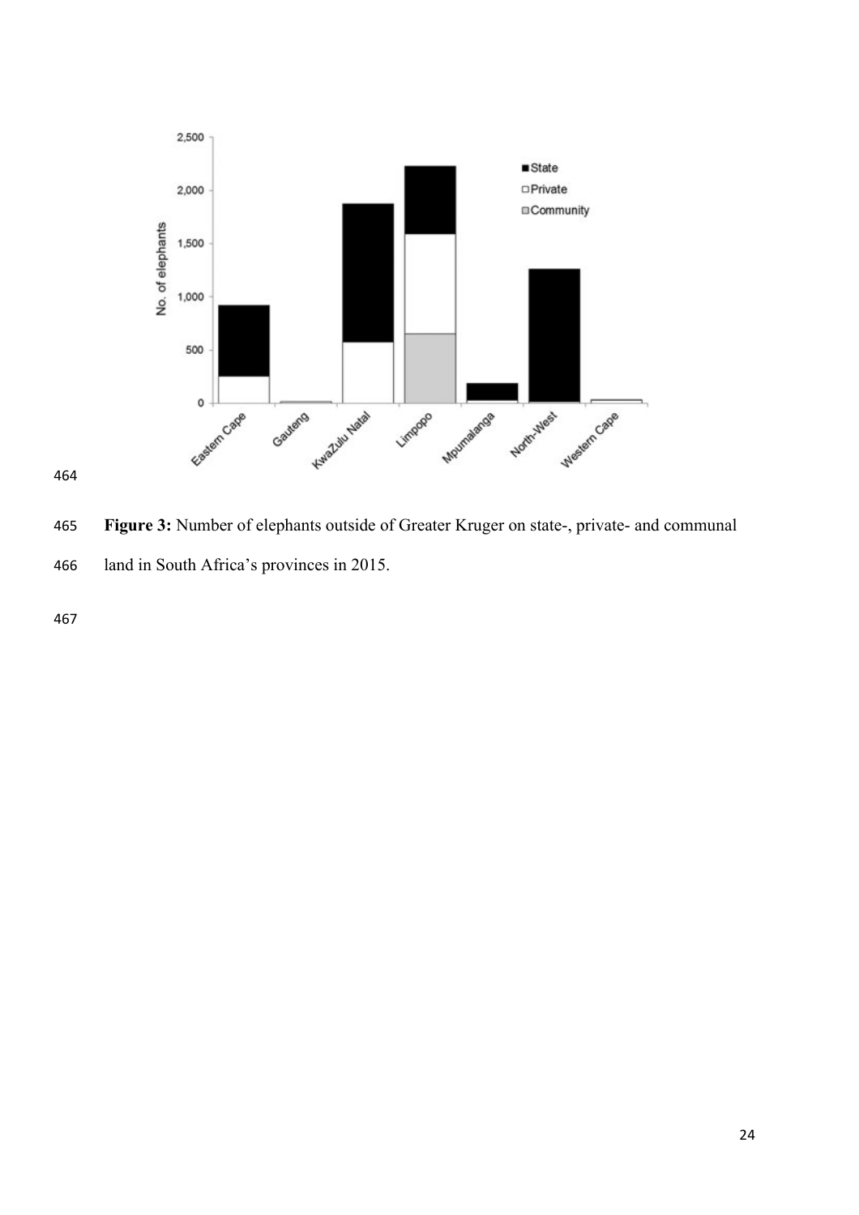**Figure 3:** Number of elephants outside of Greater Kruger on state-, private- and communal land in South Africa's provinces in 2015.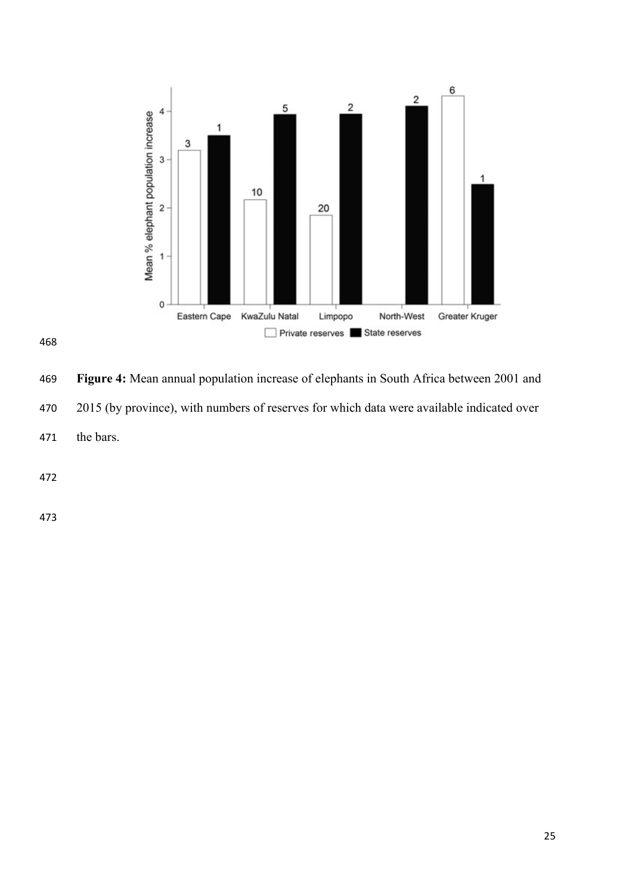**Figure 4:** Mean annual population increase of elephants in South Africa between 2001 and 2015 (by province), with numbers of reserves for which data were available indicated over the bars.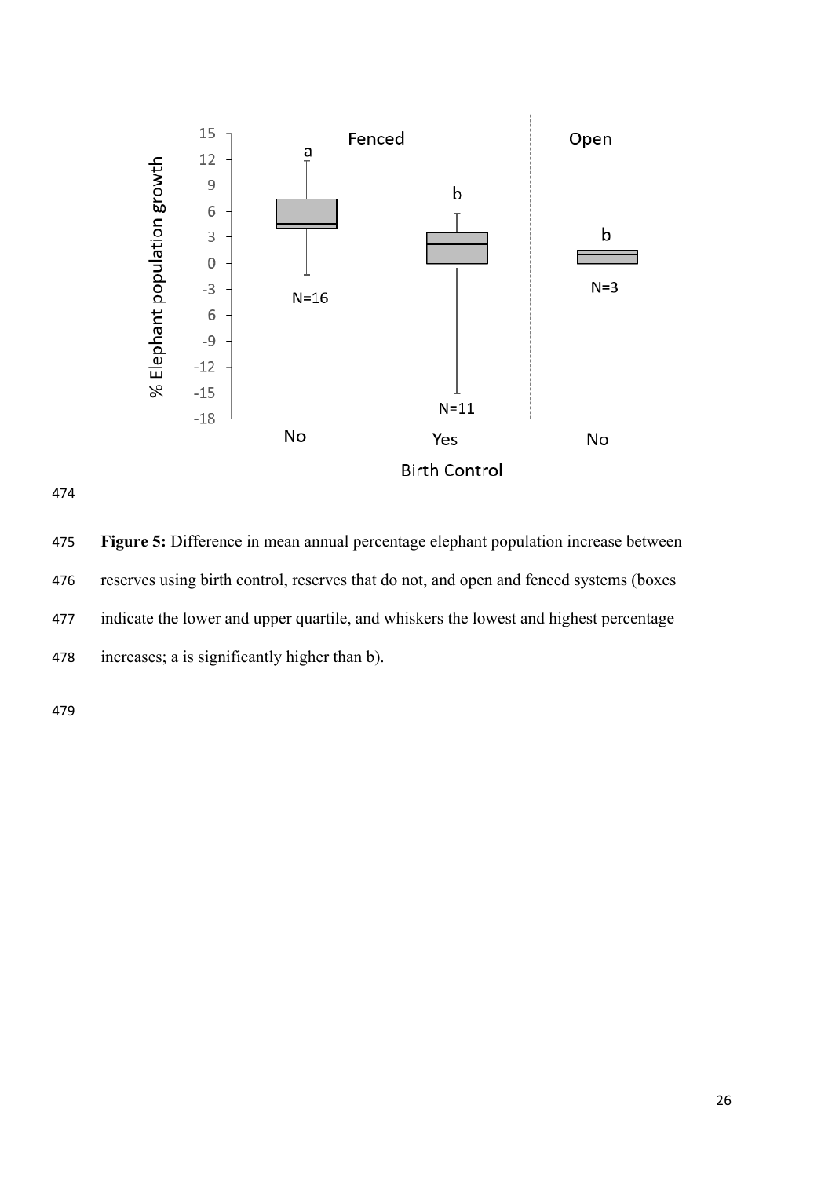% Elephant population growth

15
12
9
6
3
0
-3
-6
-9
-12
-15
-18

Fenced

Open

a

b

b

N=16

N=11

N=3

No

Yes

No

Birth Control

**Figure 5:** Difference in mean annual percentage elephant population increase between reserves using birth control, reserves that do not, and open and fenced systems (boxes indicate the lower and upper quartile, and whiskers the lowest and highest percentage increases; a is significantly higher than b).